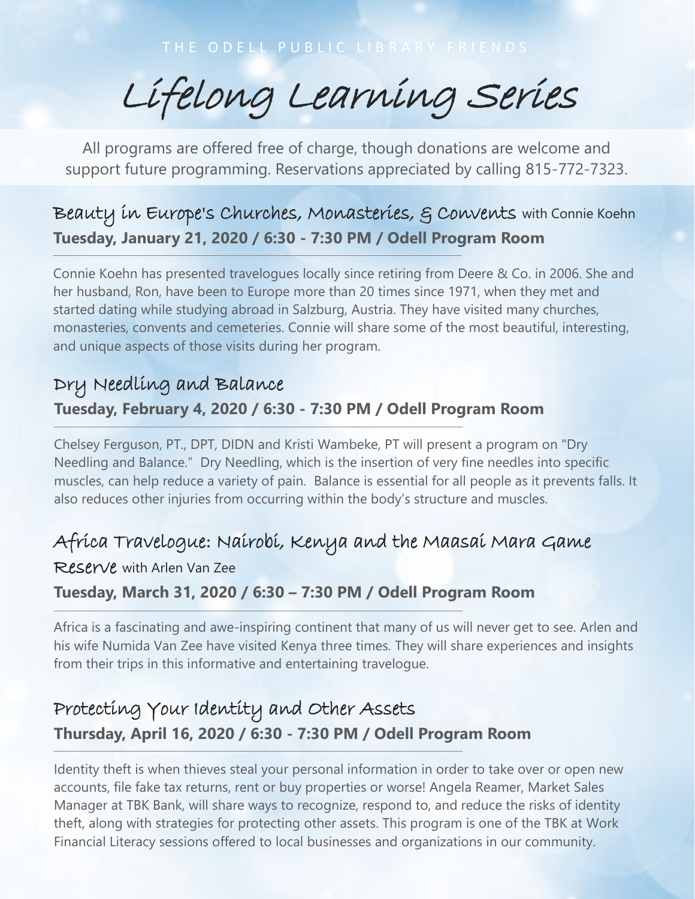THE ODELL PUBLIC LIBRARY FRIENDS

# Lifelong Learning Series

All programs are offered free of charge, though donations are welcome and support future programming. Reservations appreciated by calling 815-772-7323.

## Beauty in Europe's Churches, Monasteries, & Convents with Connie Koehn

**Tuesday, January 21, 2020 / 6:30 - 7:30 PM / Odell Program Room**

Connie Koehn has presented travelogues locally since retiring from Deere & Co. in 2006. She and her husband, Ron, have been to Europe more than 20 times since 1971, when they met and started dating while studying abroad in Salzburg, Austria. They have visited many churches, monasteries, convents and cemeteries. Connie will share some of the most beautiful, interesting, and unique aspects of those visits during her program.

## Dry Needling and Balance

**Tuesday, February 4, 2020 / 6:30 - 7:30 PM / Odell Program Room**

Chelsey Ferguson, PT., DPT, DIDN and Kristi Wambeke, PT will present a program on "Dry Needling and Balance." Dry Needling, which is the insertion of very fine needles into specific muscles, can help reduce a variety of pain. Balance is essential for all people as it prevents falls. It also reduces other injuries from occurring within the body's structure and muscles.

## Africa Travelogue: Nairobi, Kenya and the Maasai Mara Game Reserve with Arlen Van Zee

**Tuesday, March 31, 2020 / 6:30 – 7:30 PM / Odell Program Room**

Africa is a fascinating and awe-inspiring continent that many of us will never get to see. Arlen and his wife Numida Van Zee have visited Kenya three times. They will share experiences and insights from their trips in this informative and entertaining travelogue.

## Protecting Your Identity and Other Assets

**Thursday, April 16, 2020 / 6:30 - 7:30 PM / Odell Program Room**

Identity theft is when thieves steal your personal information in order to take over or open new accounts, file fake tax returns, rent or buy properties or worse! Angela Reamer, Market Sales Manager at TBK Bank, will share ways to recognize, respond to, and reduce the risks of identity theft, along with strategies for protecting other assets. This program is one of the TBK at Work Financial Literacy sessions offered to local businesses and organizations in our community.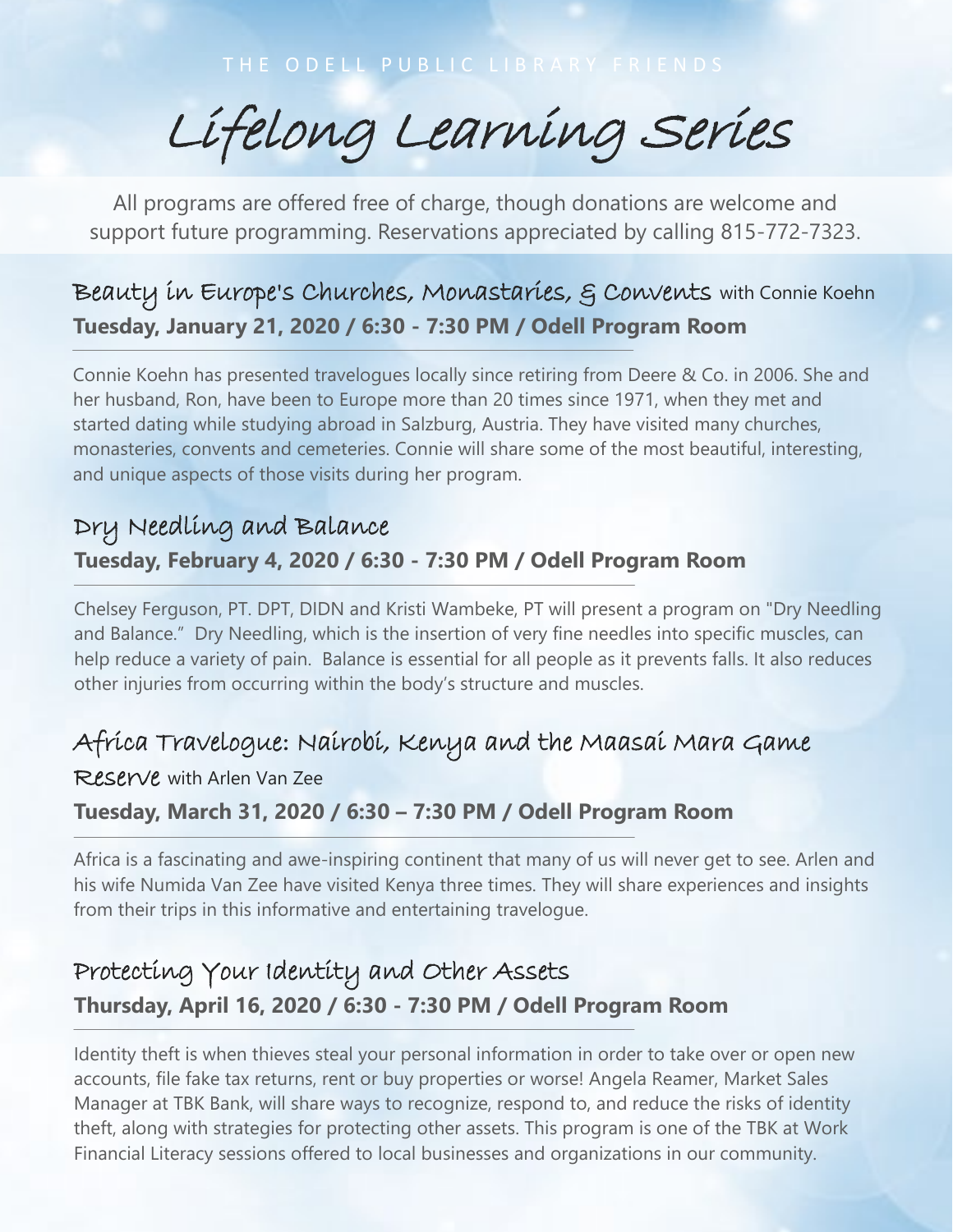THE ODELL PUBLIC LIBRARY FRIENDS

# Lifelong Learning Series

All programs are offered free of charge, though donations are welcome and support future programming. Reservations appreciated by calling 815-772-7323.

## Beauty in Europe's Churches, Monastaries, & Convents with Connie Koehn

**Tuesday, January 21, 2020 / 6:30 - 7:30 PM / Odell Program Room**

Connie Koehn has presented travelogues locally since retiring from Deere & Co. in 2006. She and her husband, Ron, have been to Europe more than 20 times since 1971, when they met and started dating while studying abroad in Salzburg, Austria. They have visited many churches, monasteries, convents and cemeteries. Connie will share some of the most beautiful, interesting, and unique aspects of those visits during her program.

## Dry Needling and Balance

**Tuesday, February 4, 2020 / 6:30 - 7:30 PM / Odell Program Room**

Chelsey Ferguson, PT. DPT, DIDN and Kristi Wambeke, PT will present a program on "Dry Needling and Balance." Dry Needling, which is the insertion of very fine needles into specific muscles, can help reduce a variety of pain. Balance is essential for all people as it prevents falls. It also reduces other injuries from occurring within the body's structure and muscles.

## Africa Travelogue: Nairobi, Kenya and the Maasai Mara Game Reserve with Arlen Van Zee

**Tuesday, March 31, 2020 / 6:30 – 7:30 PM / Odell Program Room**

Africa is a fascinating and awe-inspiring continent that many of us will never get to see. Arlen and his wife Numida Van Zee have visited Kenya three times. They will share experiences and insights from their trips in this informative and entertaining travelogue.

## Protecting Your Identity and Other Assets

**Thursday, April 16, 2020 / 6:30 - 7:30 PM / Odell Program Room**

Identity theft is when thieves steal your personal information in order to take over or open new accounts, file fake tax returns, rent or buy properties or worse! Angela Reamer, Market Sales Manager at TBK Bank, will share ways to recognize, respond to, and reduce the risks of identity theft, along with strategies for protecting other assets. This program is one of the TBK at Work Financial Literacy sessions offered to local businesses and organizations in our community.